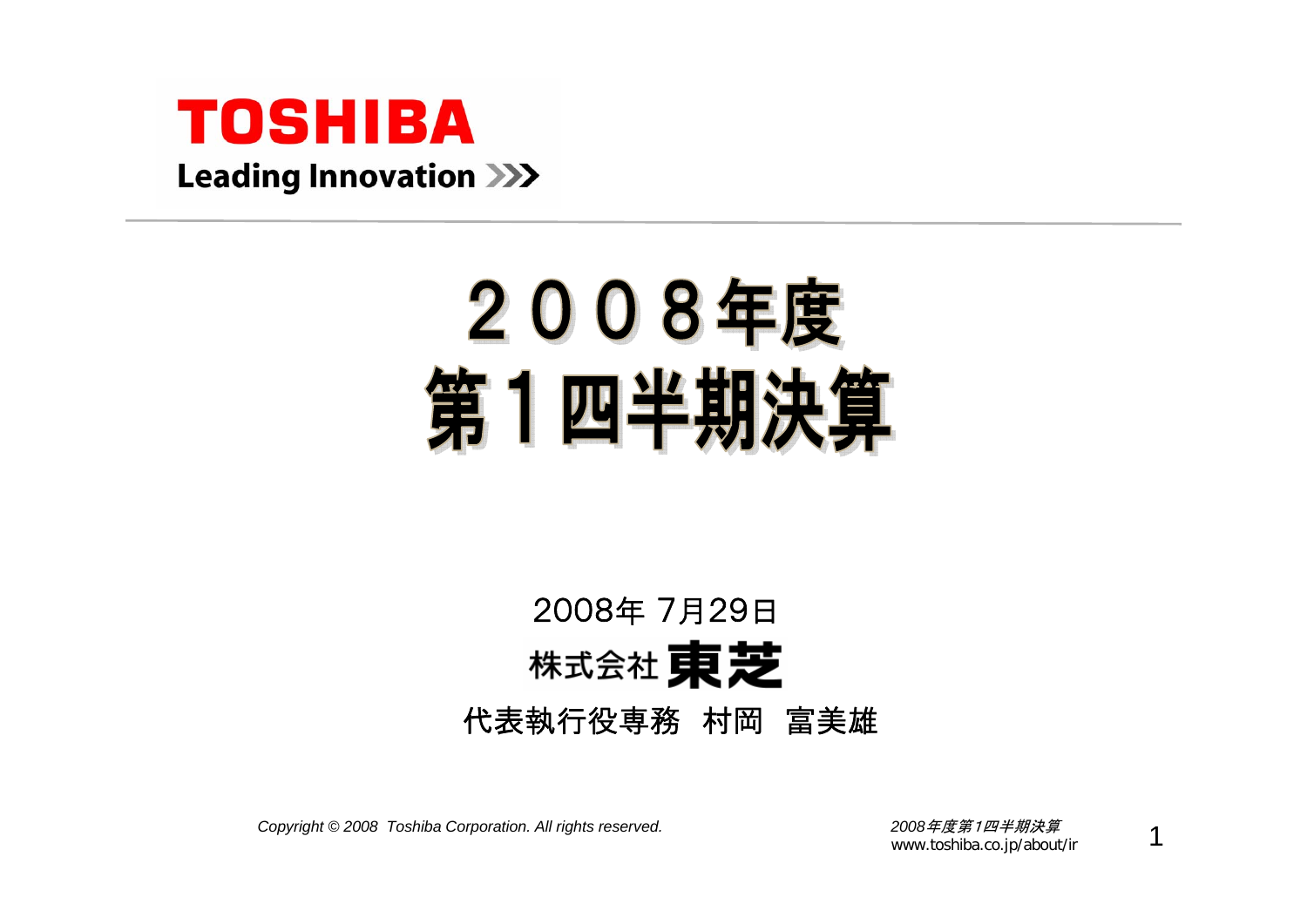TOSHIBA

Leading Innovation >>>

# ２００８年度
# 第１四半期決算

2008年 7月29日

株式会社 東芝

代表執行役専務　村岡　富美雄

*Copyright © 2008 Toshiba Corporation. All rights reserved.*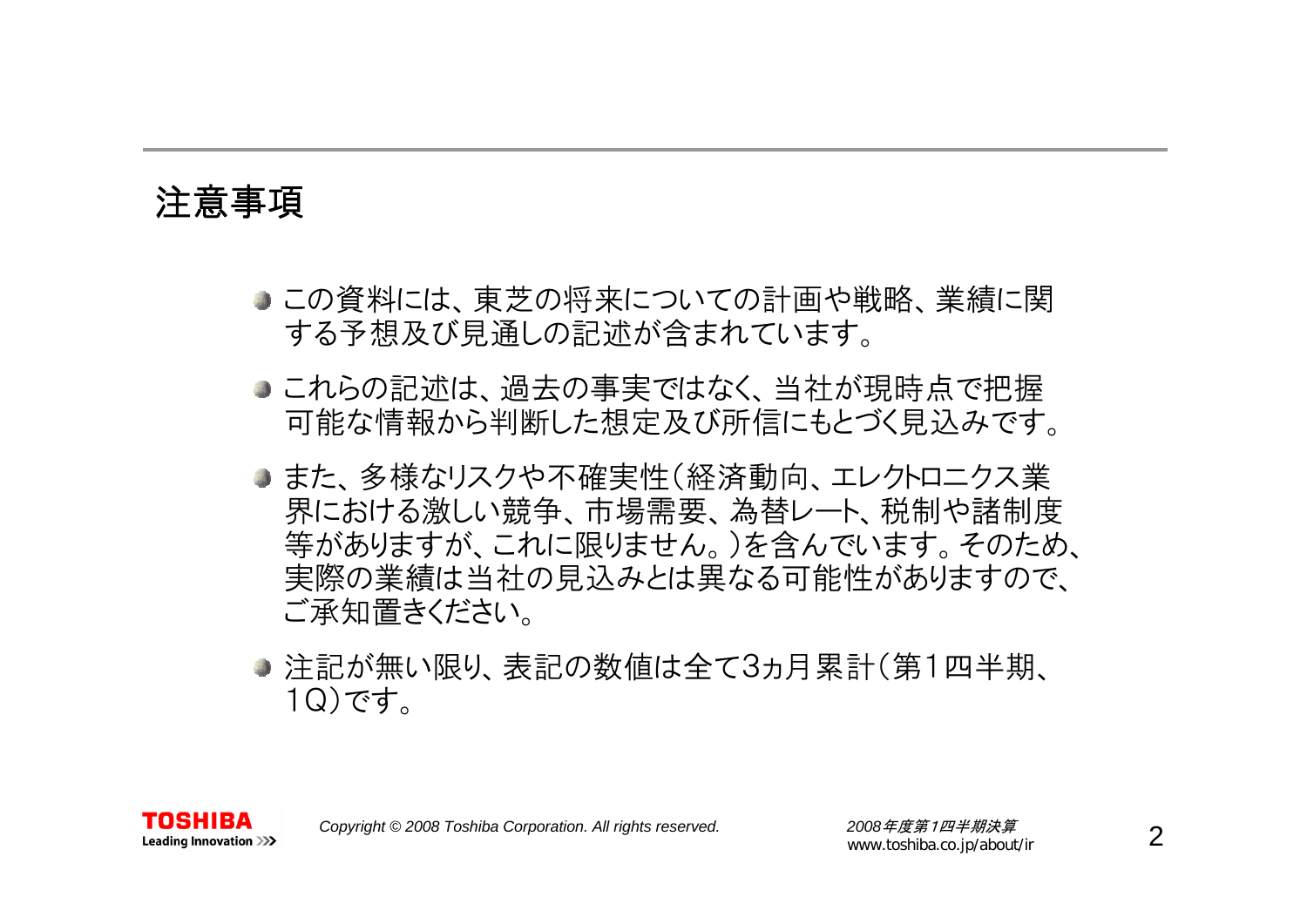## 注意事項

- この資料には、東芝の将来についての計画や戦略、業績に関する予想及び見通しの記述が含まれています。
- これらの記述は、過去の事実ではなく、当社が現時点で把握可能な情報から判断した想定及び所信にもとづく見込みです。
- また、多様なリスクや不確実性（経済動向、エレクトロニクス業界における激しい競争、市場需要、為替レート、税制や諸制度等がありますが、これに限りません。）を含んでいます。そのため、実際の業績は当社の見込みとは異なる可能性がありますので、ご承知置きください。
- 注記が無い限り、表記の数値は全て3ヵ月累計（第1四半期、1Q）です。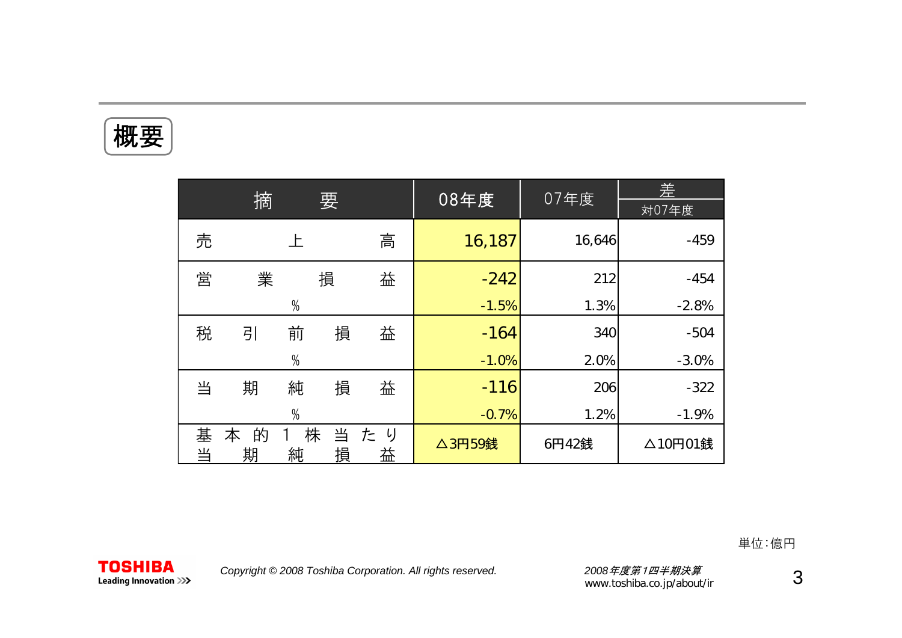# 概要

| 摘要 | 08年度 | 07年度 | 差 対07年度 |
|---|---|---|---|
| 売上高 | 16,187 | 16,646 | -459 |
| 営業損益 | -242 | 212 | -454 |
| % | -1.5% | 1.3% | -2.8% |
| 税引前損益 | -164 | 340 | -504 |
| % | -1.0% | 2.0% | -3.0% |
| 当期純損益 | -116 | 206 | -322 |
| % | -0.7% | 1.2% | -1.9% |
| 基本的1株当たり当期純損益 | △3円59銭 | 6円42銭 | △10円01銭 |

単位:億円

Copyright © 2008 Toshiba Corporation. All rights reserved.

*2008年度第1四半期決算*
www.toshiba.co.jp/about/ir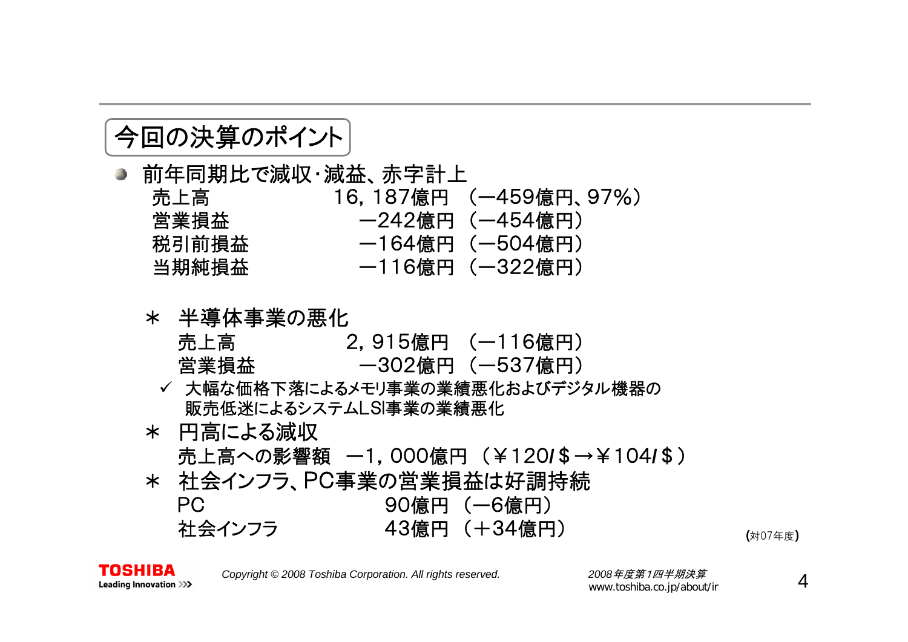## 今回の決算のポイント

- 前年同期比で減収･減益、赤字計上

| | | |
|---|---|---|
| 売上高 | 16，187億円 | （－459億円、97%） |
| 営業損益 | －242億円 | （－454億円） |
| 税引前損益 | －164億円 | （－504億円） |
| 当期純損益 | －116億円 | （－322億円） |

＊ 半導体事業の悪化

| | | |
|---|---|---|
| 売上高 | 2，915億円 | （－116億円） |
| 営業損益 | －302億円 | （－537億円） |

✓ 大幅な価格下落によるメモリ事業の業績悪化およびデジタル機器の販売低迷によるシステムLSI事業の業績悪化

＊ 円高による減収

売上高への影響額　－1，000億円 （￥120/＄→￥104/＄）

＊ 社会インフラ、PC事業の営業損益は好調持続

| | | |
|---|---|---|
| PC | 90億円 | （－6億円） |
| 社会インフラ | 43億円 | （＋34億円） |

(対07年度)

2008年度第1四半期決算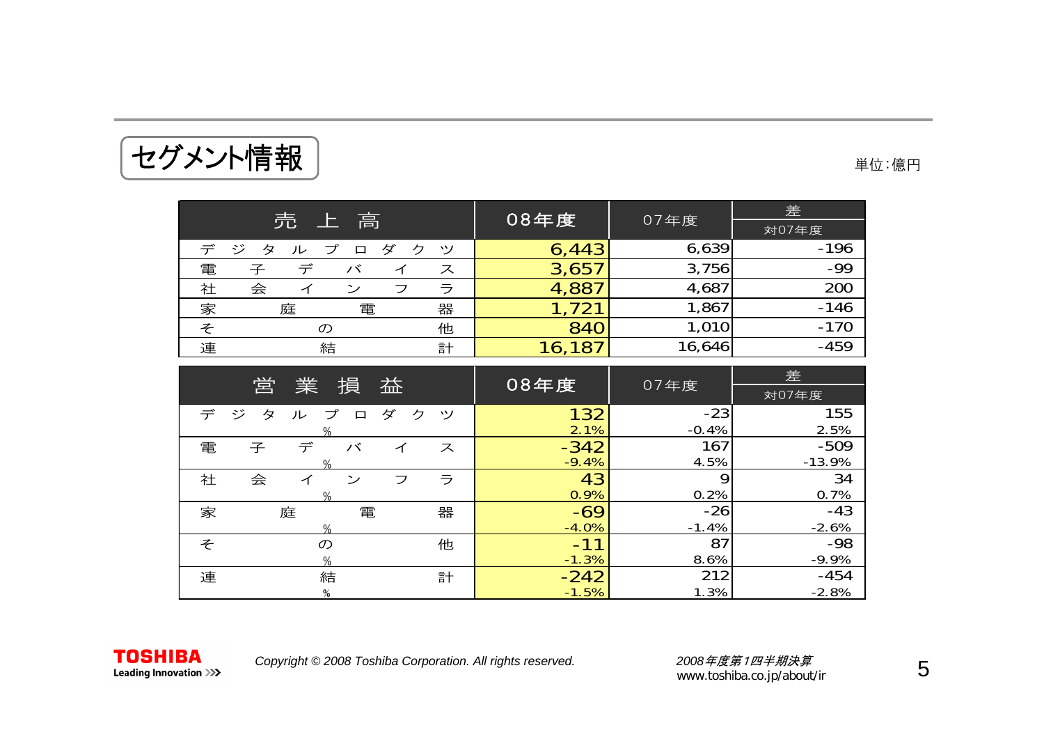## セグメント情報

単位:億円

| 売上高 | 08年度 | 07年度 | 差 対07年度 |
|---|---|---|---|
| デジタルプロダクツ | 6,443 | 6,639 | -196 |
| 電子デバイス | 3,657 | 3,756 | -99 |
| 社会インフラ | 4,887 | 4,687 | 200 |
| 家庭電器 | 1,721 | 1,867 | -146 |
| その他 | 840 | 1,010 | -170 |
| 連結計 | 16,187 | 16,646 | -459 |

| 営業損益 | 08年度 | 07年度 | 差 対07年度 |
|---|---|---|---|
| デジタルプロダクツ | 132 | -23 | 155 |
| % | 2.1% | -0.4% | 2.5% |
| 電子デバイス | -342 | 167 | -509 |
| % | -9.4% | 4.5% | -13.9% |
| 社会インフラ | 43 | 9 | 34 |
| % | 0.9% | 0.2% | 0.7% |
| 家庭電器 | -69 | -26 | -43 |
| % | -4.0% | -1.4% | -2.6% |
| その他 | -11 | 87 | -98 |
| % | -1.3% | 8.6% | -9.9% |
| 連結計 | -242 | 212 | -454 |
| % | -1.5% | 1.3% | -2.8% |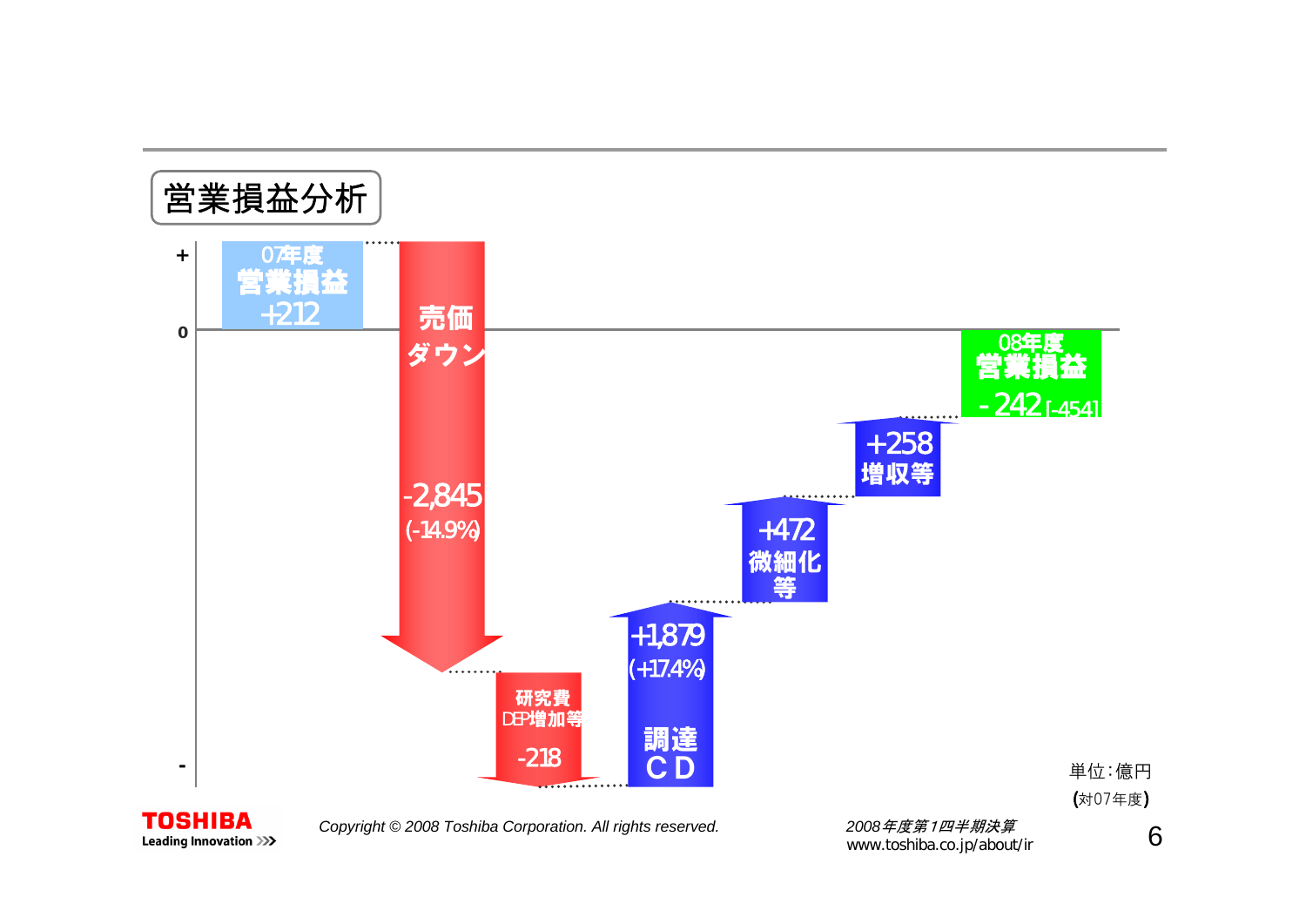## 営業損益分析

+

0

-

07年度
営業損益
+212

売価
ダウン

-2,845
(-14.9%)

研究費
DEP増加等

-218

+1,879
(+17.4%)

調達
ＣＤ

+472
微細化
等

+258
増収等

08年度
営業損益
- 242 [-454]

単位：億円
(対07年度)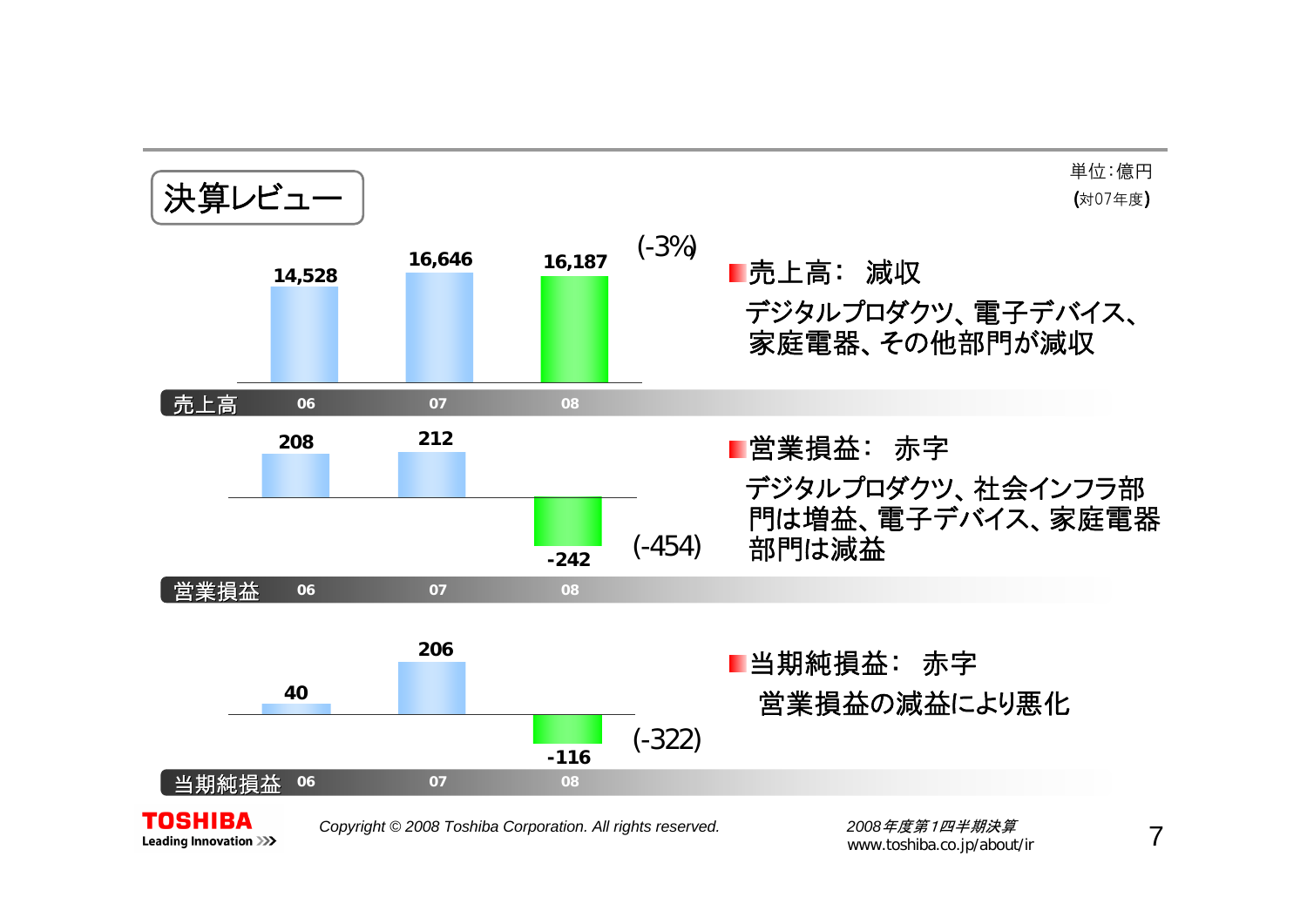# 決算レビュー

単位：億円
(対07年度)

| 売上高 | 06 | 07 | 08 | |
|---|---|---|---|---|
| | 14,528 | 16,646 | 16,187 | (-3%) |

■売上高： 減収

デジタルプロダクツ、電子デバイス、家庭電器、その他部門が減収

| 営業損益 | 06 | 07 | 08 | |
|---|---|---|---|---|
| | 208 | 212 | -242 | (-454) |

■営業損益： 赤字

デジタルプロダクツ、社会インフラ部門は増益、電子デバイス、家庭電器部門は減益

| 当期純損益 | 06 | 07 | 08 | |
|---|---|---|---|---|
| | 40 | 206 | -116 | (-322) |

■当期純損益： 赤字

営業損益の減益により悪化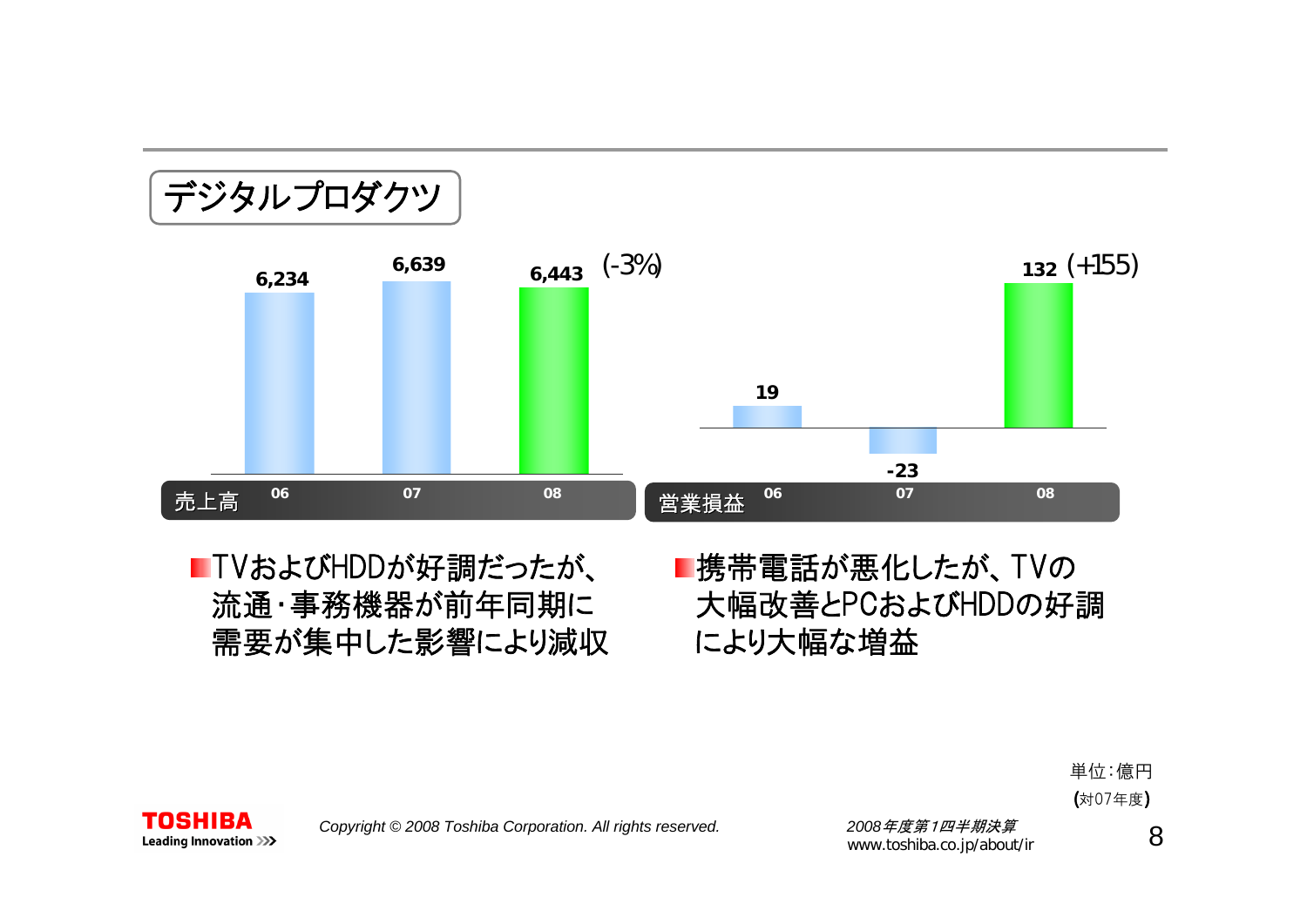## デジタルプロダクツ

| 売上高 | 06 | 07 | 08 |
|---|---|---|---|
| | 6,234 | 6,639 | 6,443 (-3%) |

| 営業損益 | 06 | 07 | 08 |
|---|---|---|---|
| | 19 | -23 | 132 (+155) |

- TVおよびHDDが好調だったが、流通・事務機器が前年同期に需要が集中した影響により減収
- 携帯電話が悪化したが、TVの大幅改善とPCおよびHDDの好調により大幅な増益

単位:億円
(対07年度)

*Copyright © 2008 Toshiba Corporation. All rights reserved.*

*2008年度第1四半期決算*
www.toshiba.co.jp/about/ir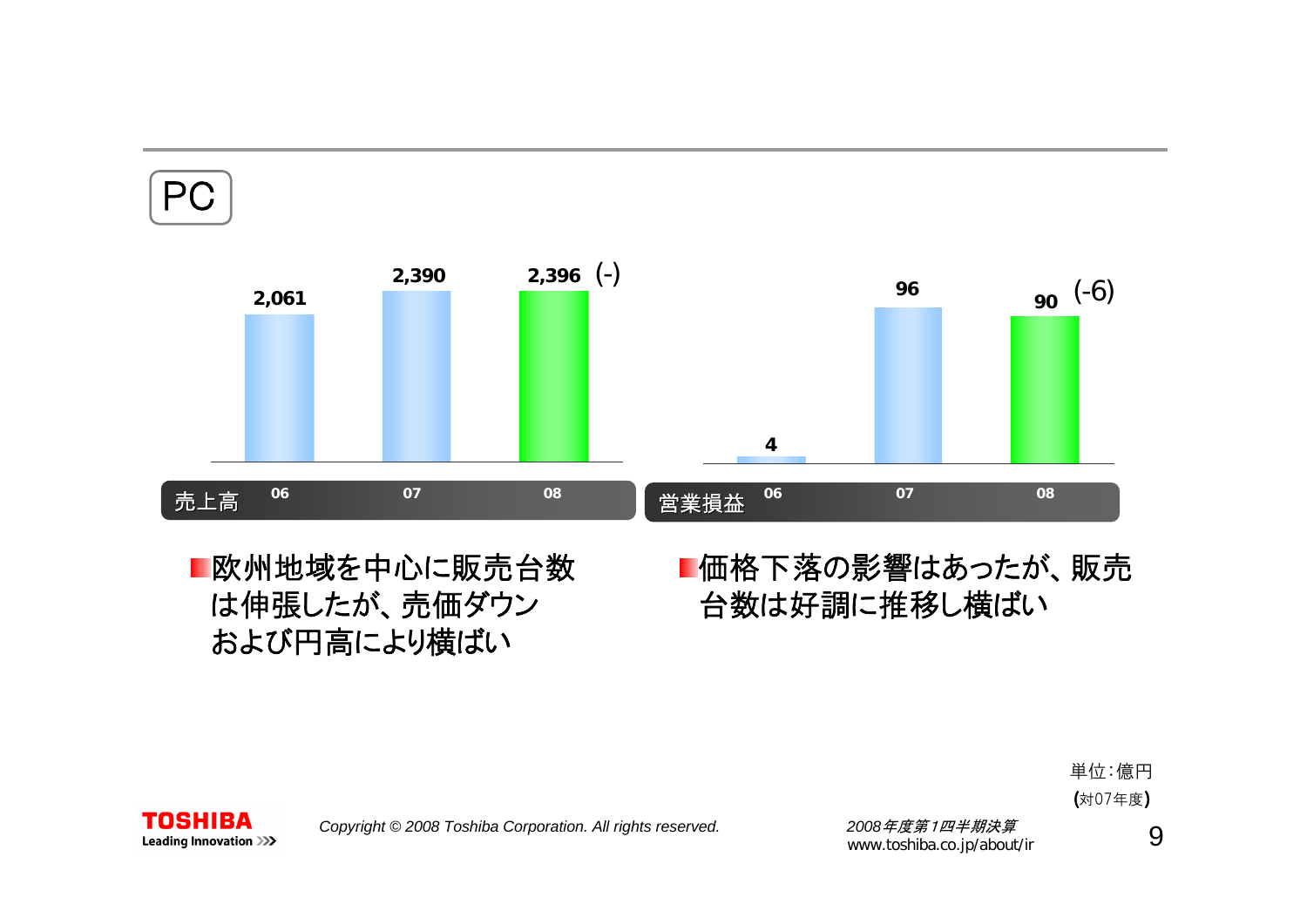# PC

| 売上高 | 06 | 07 | 08 |
|---|---|---|---|
| | 2,061 | 2,390 | 2,396 (-) |

| 営業損益 | 06 | 07 | 08 |
|---|---|---|---|
| | 4 | 96 | 90 (-6) |

- 欧州地域を中心に販売台数は伸張したが、売価ダウンおよび円高により横ばい
- 価格下落の影響はあったが、販売台数は好調に推移し横ばい

単位：億円
(対07年度)

2008年度第1四半期決算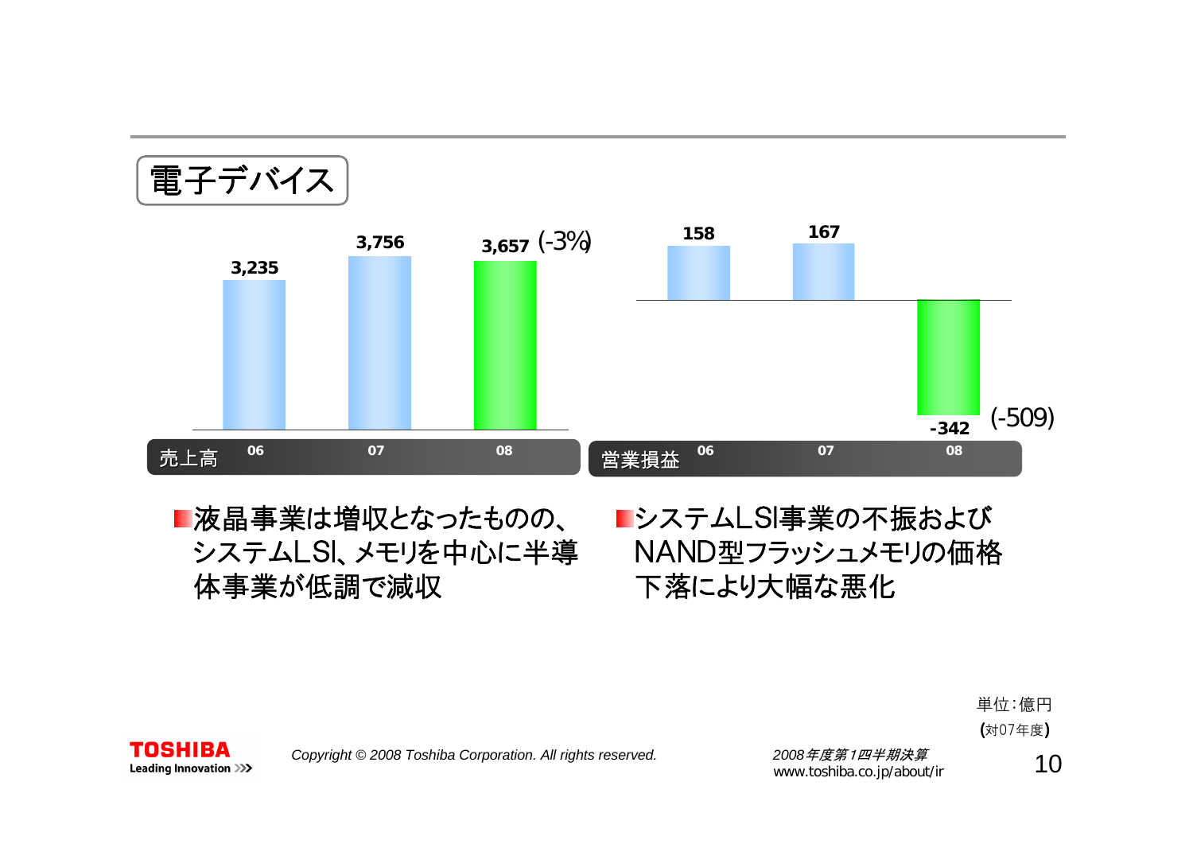# 電子デバイス

| 売上高 | 06 | 07 | 08 |
|---|---|---|---|
| | 3,235 | 3,756 | 3,657 (-3%) |

| 営業損益 | 06 | 07 | 08 |
|---|---|---|---|
| | 158 | 167 | -342 (-509) |

- 液晶事業は増収となったものの、システムLSI、メモリを中心に半導体事業が低調で減収
- システムLSI事業の不振およびNAND型フラッシュメモリの価格下落により大幅な悪化

単位:億円
(対07年度)

2008年度第1四半期決算
www.toshiba.co.jp/about/ir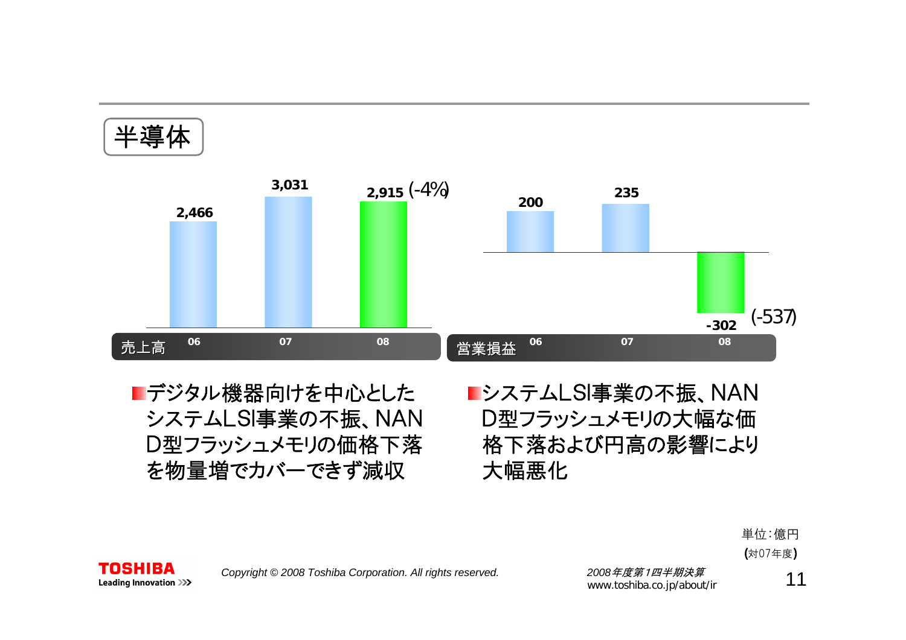# 半導体

| 売上高 | 06 | 07 | 08 |
|---|---|---|---|
| | 2,466 | 3,031 | 2,915 (-4%) |

| 営業損益 | 06 | 07 | 08 |
|---|---|---|---|
| | 200 | 235 | -302 (-537) |

- デジタル機器向けを中心としたシステムLSI事業の不振、NAND型フラッシュメモリの価格下落を物量増でカバーできず減収
- システムLSI事業の不振、NAND型フラッシュメモリの大幅な価格下落および円高の影響により大幅悪化

単位：億円
(対07年度)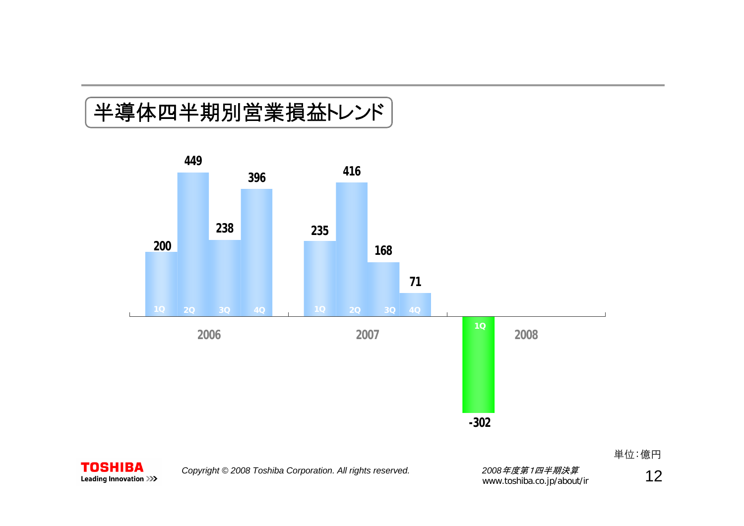# 半導体四半期別営業損益トレンド

| | 1Q | 2Q | 3Q | 4Q |
|---|---|---|---|---|
| 2006 | 200 | 449 | 238 | 396 |
| 2007 | 235 | 416 | 168 | 71 |
| 2008 | -302 | | | |

単位：億円

Copyright © 2008 Toshiba Corporation. All rights reserved.

*2008年度第1四半期決算*
www.toshiba.co.jp/about/ir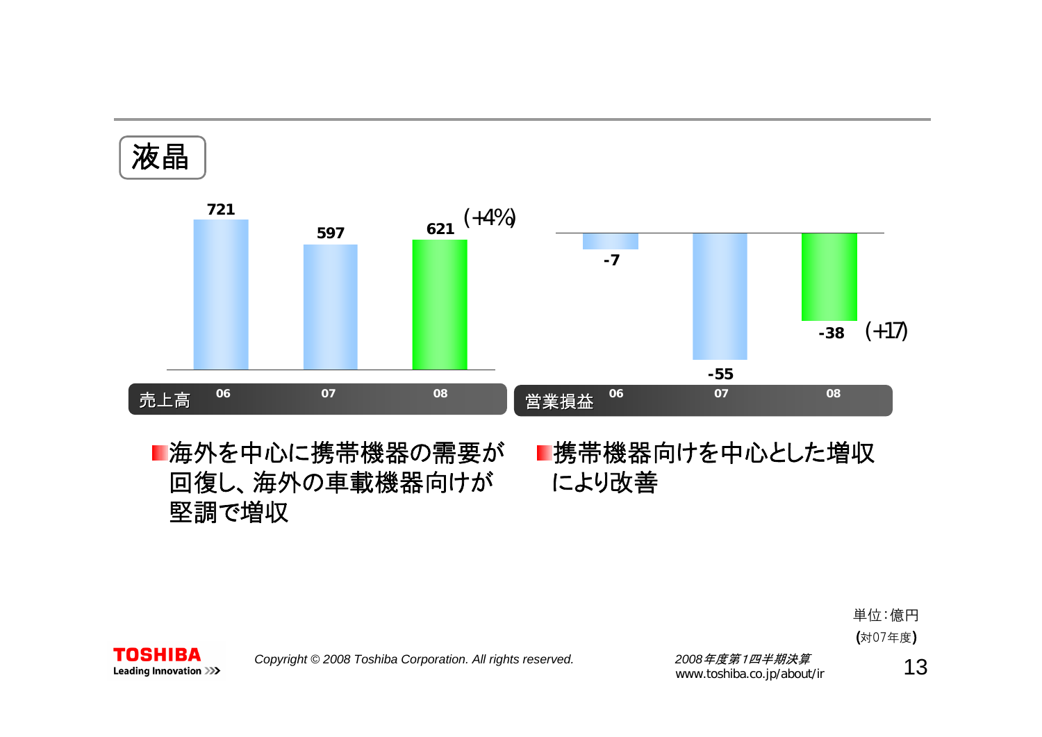# 液晶

**売上高**

| | 06 | 07 | 08 |
|---|---|---|---|
| 売上高 | 721 | 597 | 621 (+4%) |

**営業損益**

| | 06 | 07 | 08 |
|---|---|---|---|
| 営業損益 | -7 | -55 | -38 (+17) |

- 海外を中心に携帯機器の需要が回復し、海外の車載機器向けが堅調で増収
- 携帯機器向けを中心とした増収により改善

単位:億円
(対07年度)

Copyright © 2008 Toshiba Corporation. All rights reserved.

*2008年度第1四半期決算*
www.toshiba.co.jp/about/ir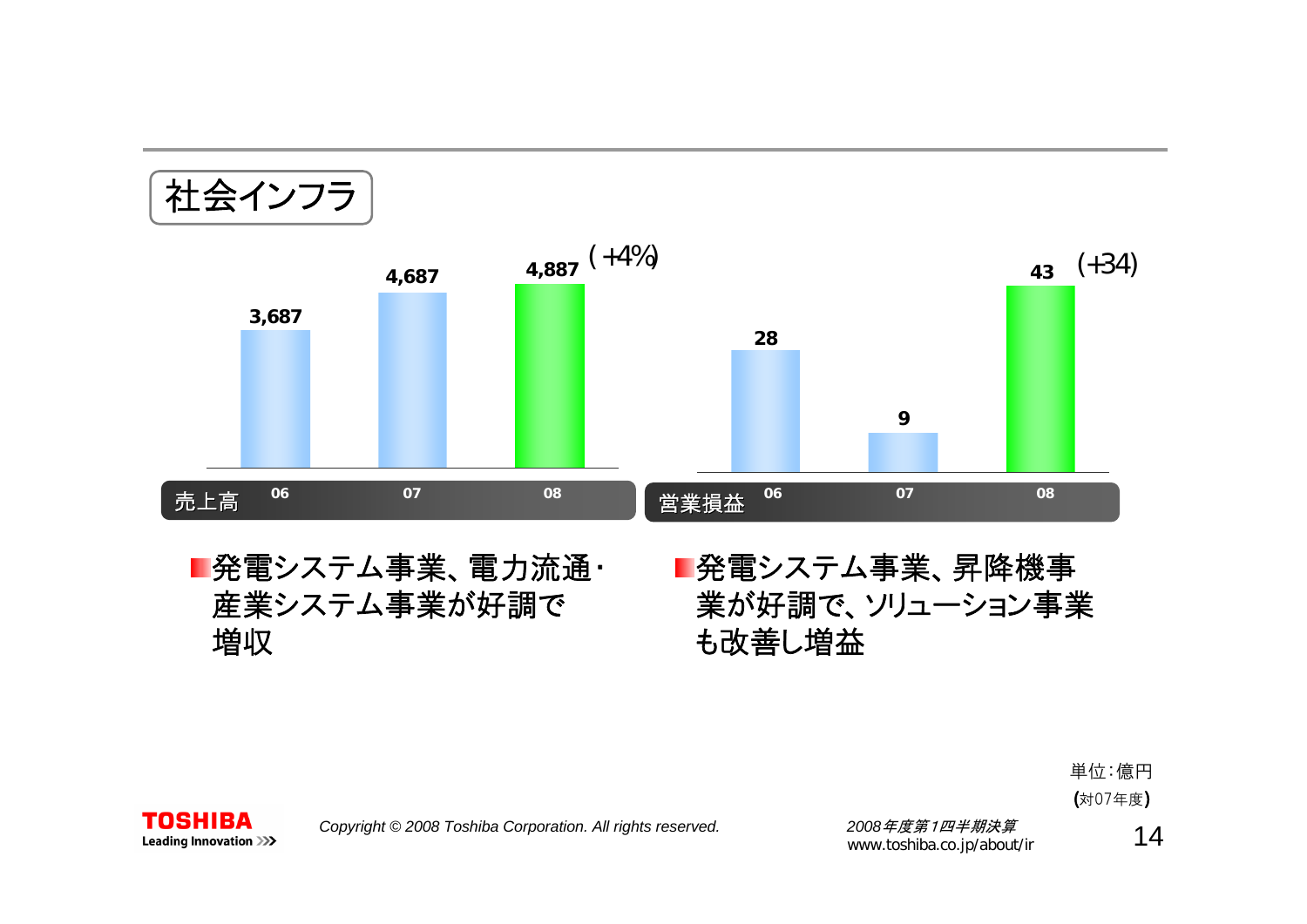# 社会インフラ

| 売上高 | 06 | 07 | 08 |
|---|---|---|---|
| | 3,687 | 4,687 | 4,887 (+4%) |

| 営業損益 | 06 | 07 | 08 |
|---|---|---|---|
| | 28 | 9 | 43 (+34) |

- 発電システム事業、電力流通・産業システム事業が好調で増収
- 発電システム事業、昇降機事業が好調で、ソリューション事業も改善し増益

単位：億円
(対07年度)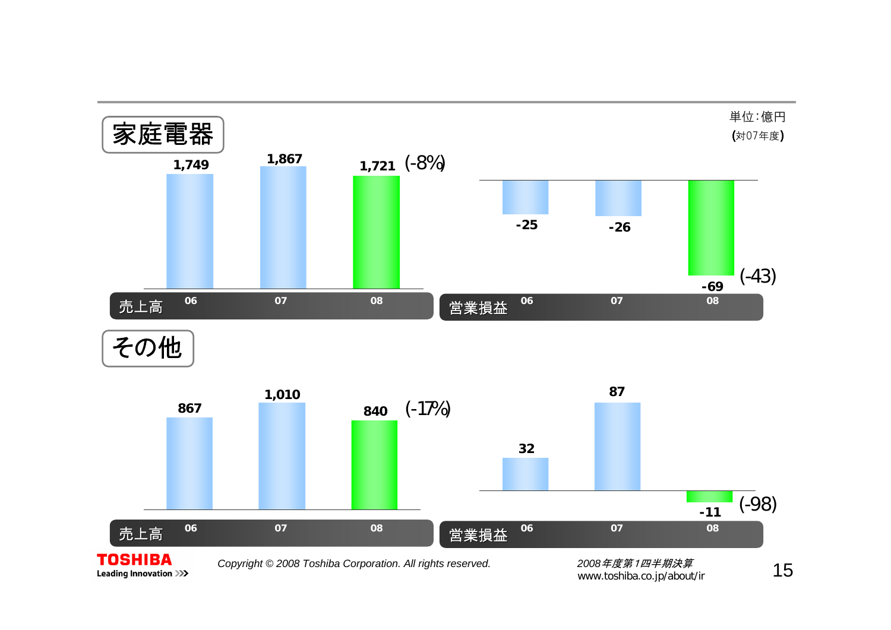単位：億円
(対07年度)

## 家庭電器

| 売上高 | 06 | 07 | 08 |
|---|---|---|---|
| | 1,749 | 1,867 | 1,721 (-8%) |

| 営業損益 | 06 | 07 | 08 |
|---|---|---|---|
| | -25 | -26 | -69 (-43) |

## その他

| 売上高 | 06 | 07 | 08 |
|---|---|---|---|
| | 867 | 1,010 | 840 (-17%) |

| 営業損益 | 06 | 07 | 08 |
|---|---|---|---|
| | 32 | 87 | -11 (-98) |

*2008年度第1四半期決算*
www.toshiba.co.jp/about/ir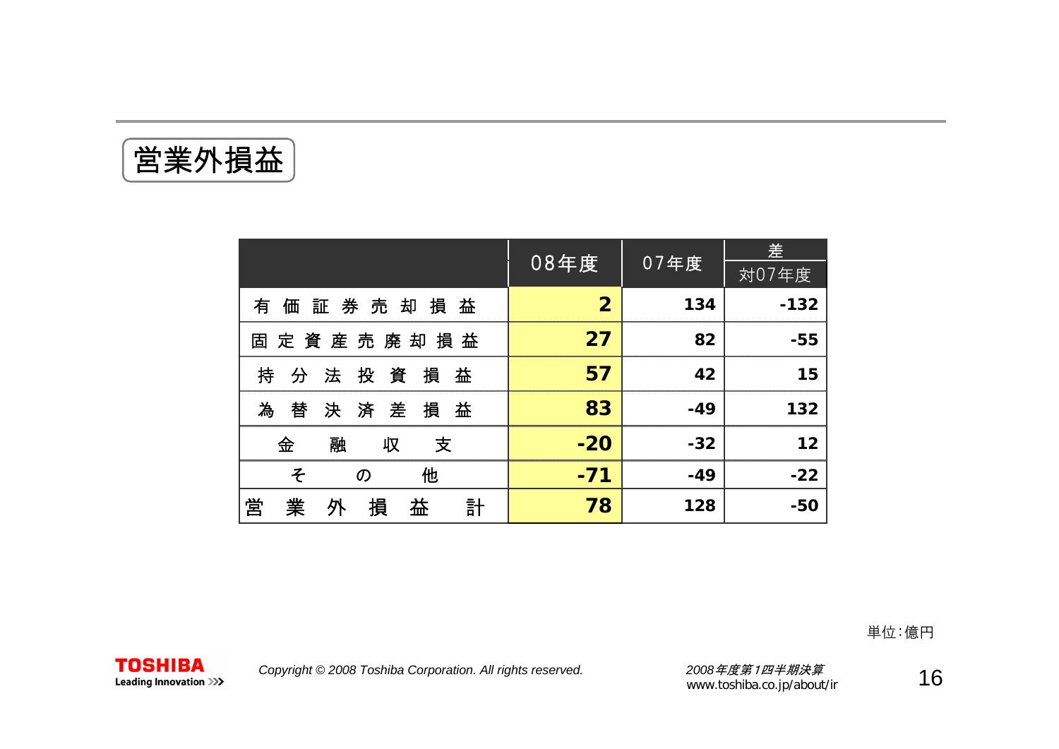# 営業外損益

| | 08年度 | 07年度 | 差 対07年度 |
|---|---|---|---|
| 有価証券売却損益 | 2 | 134 | -132 |
| 固定資産売廃却損益 | 27 | 82 | -55 |
| 持分法投資損益 | 57 | 42 | 15 |
| 為替決済差損益 | 83 | -49 | 132 |
| 金融収支 | -20 | -32 | 12 |
| その他 | -71 | -49 | -22 |
| 営業外損益計 | 78 | 128 | -50 |

単位:億円

*Copyright © 2008 Toshiba Corporation. All rights reserved.*

*2008年度第1四半期決算*
www.toshiba.co.jp/about/ir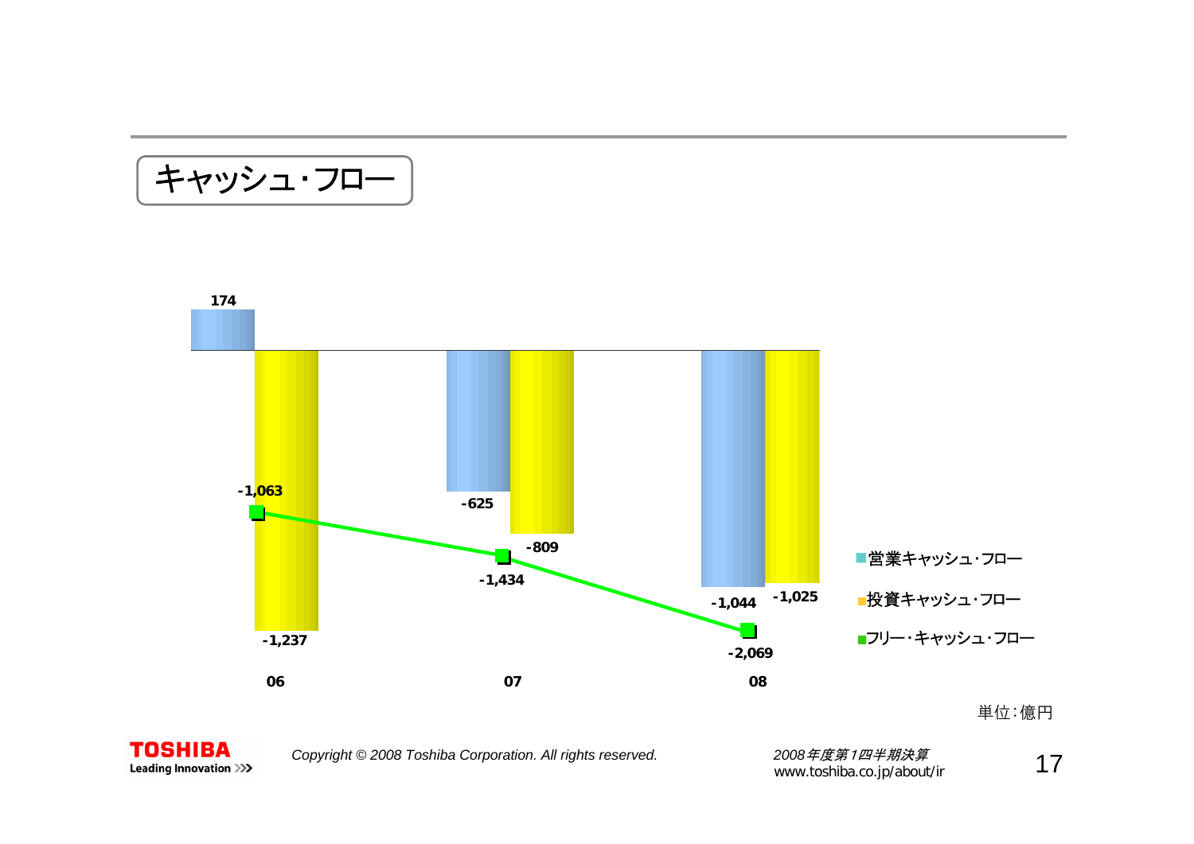# キャッシュ・フロー

| | 06 | 07 | 08 |
|---|---|---|---|
| 営業キャッシュ・フロー | 174 | -625 | -1,044 |
| 投資キャッシュ・フロー | -1,237 | -809 | -1,025 |
| フリー・キャッシュ・フロー | -1,063 | -1,434 | -2,069 |

単位：億円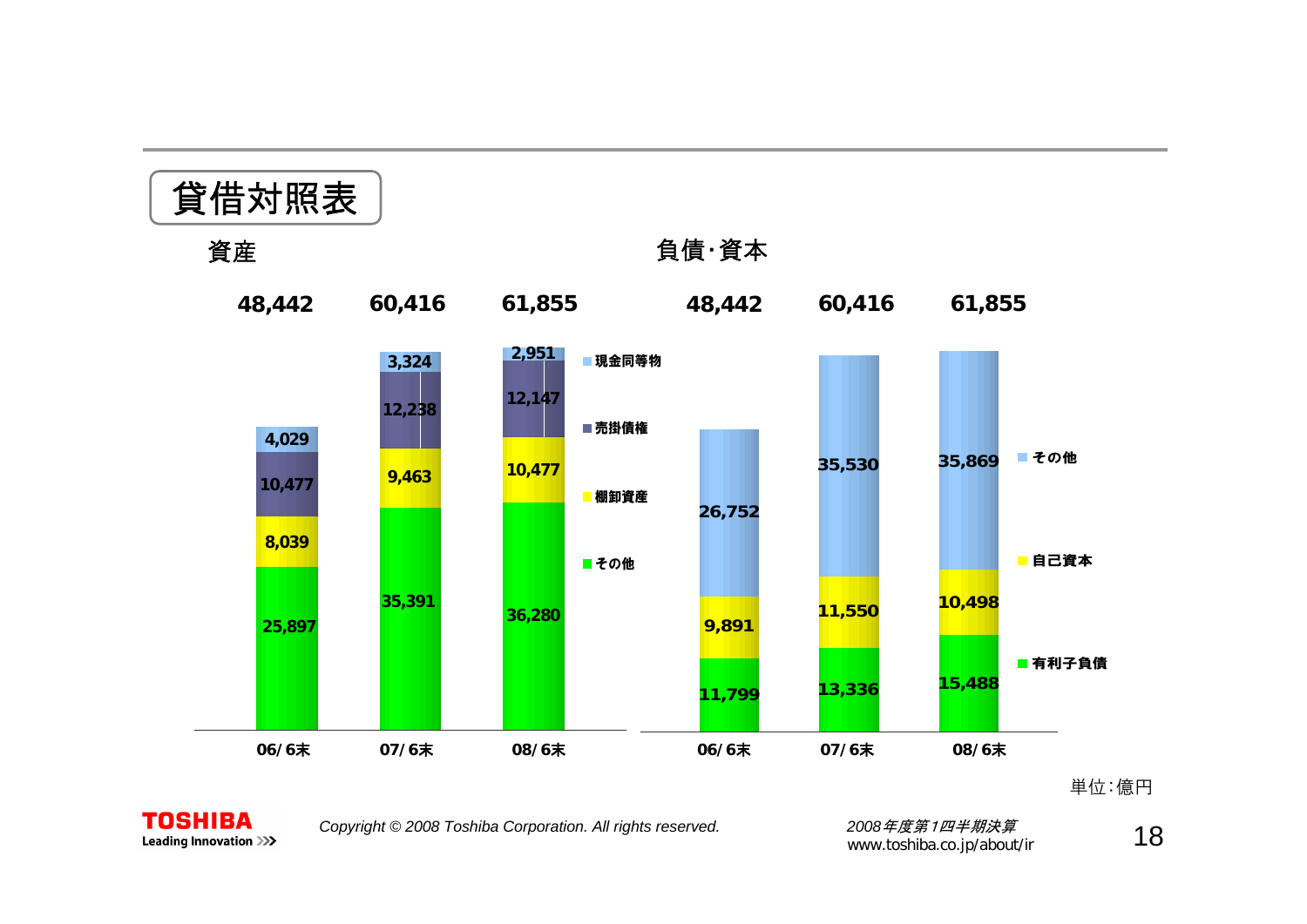# 貸借対照表

## 資産

| | 06/6末 | 07/6末 | 08/6末 |
|---|---|---|---|
| 現金同等物 | 4,029 | 3,324 | 2,951 |
| 売掛債権 | 10,477 | 12,238 | 12,147 |
| 棚卸資産 | 8,039 | 9,463 | 10,477 |
| その他 | 25,897 | 35,391 | 36,280 |
| 合計 | 48,442 | 60,416 | 61,855 |

## 負債･資本

| | 06/6末 | 07/6末 | 08/6末 |
|---|---|---|---|
| その他 | 26,752 | 35,530 | 35,869 |
| 自己資本 | 9,891 | 11,550 | 10,498 |
| 有利子負債 | 11,799 | 13,336 | 15,488 |
| 合計 | 48,442 | 60,416 | 61,855 |

単位：億円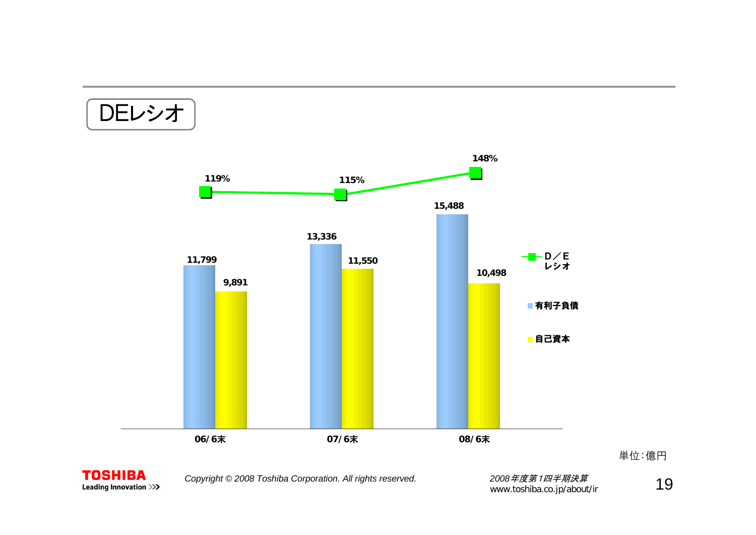# DEレシオ

| | 06/6末 | 07/6末 | 08/6末 |
|---|---|---|---|
| 有利子負債 | 11,799 | 13,336 | 15,488 |
| 自己資本 | 9,891 | 11,550 | 10,498 |
| D/Eレシオ | 119% | 115% | 148% |

単位:億円

*Copyright © 2008 Toshiba Corporation. All rights reserved.*

*2008年度第1四半期決算*
www.toshiba.co.jp/about/ir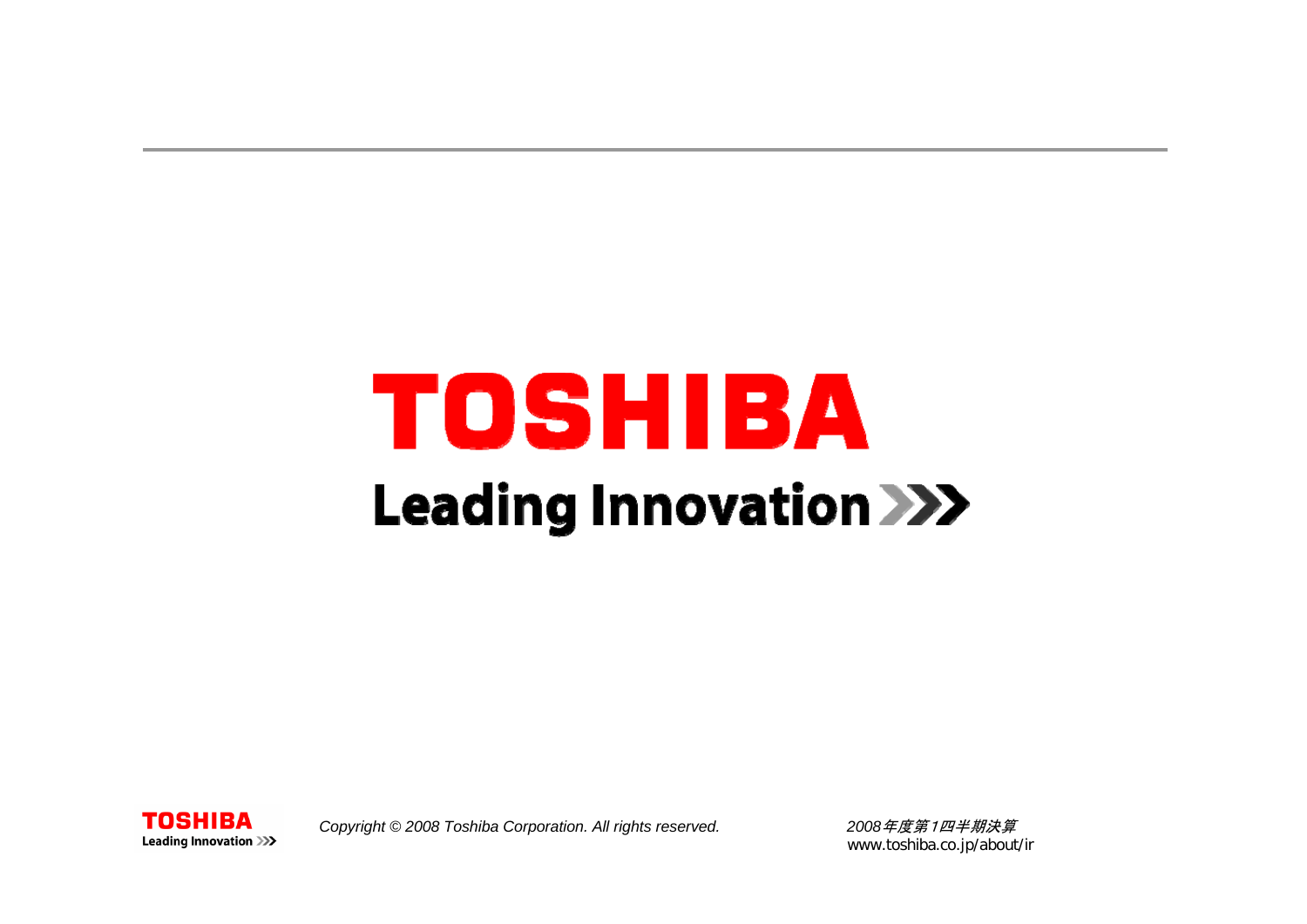# TOSHIBA

**Leading Innovation >>>**